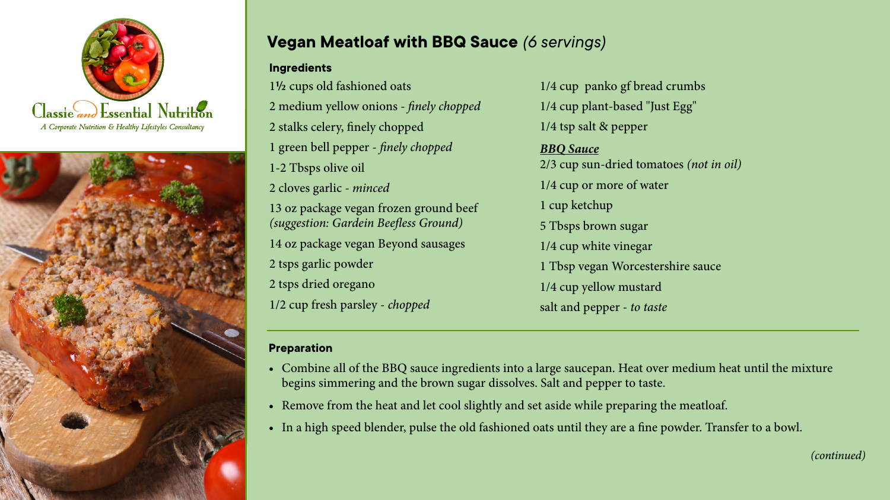Classie and Essential Nutrition

*A Corporate Nutrition & Healthy Lifestyles Consultancy*

# Vegan Meatloaf with BBQ Sauce *(6 servings)*

## Ingredients

1½ cups old fashioned oats

2 medium yellow onions - *finely chopped*

2 stalks celery, finely chopped

1 green bell pepper - *finely chopped*

1-2 Tbsps olive oil

2 cloves garlic - *minced*

13 oz package vegan frozen ground beef *(suggestion: Gardein Beefless Ground)*

14 oz package vegan Beyond sausages

2 tsps garlic powder

2 tsps dried oregano

1/2 cup fresh parsley - *chopped*

1/4 cup panko gf bread crumbs

1/4 cup plant-based "Just Egg"

1/4 tsp salt & pepper

***BBQ Sauce***

2/3 cup sun-dried tomatoes *(not in oil)*

1/4 cup or more of water

1 cup ketchup

5 Tbsps brown sugar

1/4 cup white vinegar

1 Tbsp vegan Worcestershire sauce

1/4 cup yellow mustard

salt and pepper - *to taste*

## Preparation

- Combine all of the BBQ sauce ingredients into a large saucepan. Heat over medium heat until the mixture begins simmering and the brown sugar dissolves. Salt and pepper to taste.
- Remove from the heat and let cool slightly and set aside while preparing the meatloaf.
- In a high speed blender, pulse the old fashioned oats until they are a fine powder. Transfer to a bowl.

*(continued)*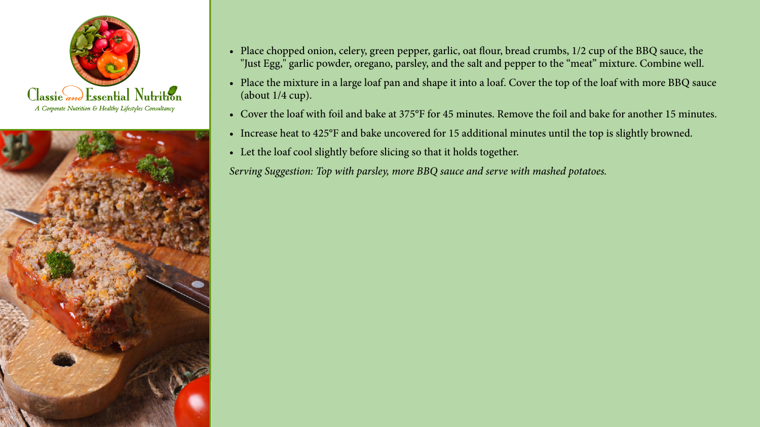- Place chopped onion, celery, green pepper, garlic, oat flour, bread crumbs, 1/2 cup of the BBQ sauce, the "Just Egg," garlic powder, oregano, parsley, and the salt and pepper to the “meat” mixture. Combine well.
- Place the mixture in a large loaf pan and shape it into a loaf. Cover the top of the loaf with more BBQ sauce (about 1/4 cup).
- Cover the loaf with foil and bake at 375°F for 45 minutes. Remove the foil and bake for another 15 minutes.
- Increase heat to 425°F and bake uncovered for 15 additional minutes until the top is slightly browned.
- Let the loaf cool slightly before slicing so that it holds together.

*Serving Suggestion: Top with parsley, more BBQ sauce and serve with mashed potatoes.*